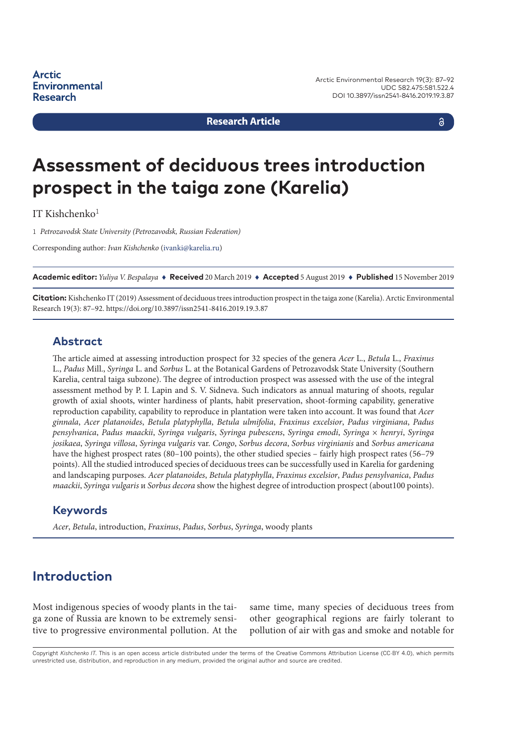Arctic Environmental Research

**Research Article**

# Assessment of deciduous trees introduction prospect in the taiga zone (Karelia)

IT Kishchenko[1]

1 *Petrozavodsk State University (Petrozavodsk, Russian Federation)*

Corresponding author: *Ivan Kishchenko* (ivanki@karelia.ru)

**Academic editor:** *Yuliya V. Bespalaya* ♦ **Received** 20 March 2019 ♦ **Accepted** 5 August 2019 ♦ **Published** 15 November 2019

**Citation:** Kishchenko IT (2019) Assessment of deciduous trees introduction prospect in the taiga zone (Karelia). Arctic Environmental Research 19(3): 87–92. https://doi.org/10.3897/issn2541-8416.2019.19.3.87

## Abstract

The article aimed at assessing introduction prospect for 32 species of the genera *Acer* L., *Betula* L., *Fraxinus* L., *Padus* Mill., *Syringa* L. and *Sorbus* L. at the Botanical Gardens of Petrozavodsk State University (Southern Karelia, central taiga subzone). The degree of introduction prospect was assessed with the use of the integral assessment method by P. I. Lapin and S. V. Sidneva. Such indicators as annual maturing of shoots, regular growth of axial shoots, winter hardiness of plants, habit preservation, shoot-forming capability, generative reproduction capability, capability to reproduce in plantation were taken into account. It was found that *Acer ginnala*, *Acer platanoides*, *Betula platyphylla*, *Betula ulmifolia*, *Fraxinus excelsior*, *Padus virginiana*, *Padus pensylvanica*, *Padus maackii*, *Syringa vulgaris*, *Syringa pubescens*, *Syringa emodi*, *Syringa* × *henryi*, *Syringa josikaea*, *Syringa villosa*, *Syringa vulgaris* var. *Congo*, *Sorbus decora*, *Sorbus virginianis* and *Sorbus americana* have the highest prospect rates (80–100 points), the other studied species – fairly high prospect rates (56–79 points). All the studied introduced species of deciduous trees can be successfully used in Karelia for gardening and landscaping purposes. *Acer platanoides*, *Betula platyphylla*, *Fraxinus excelsior*, *Padus pensylvanica*, *Padus maackii*, *Syringa vulgaris* и *Sorbus decora* show the highest degree of introduction prospect (about100 points).

## Keywords

*Acer*, *Betula*, introduction, *Fraxinus*, *Padus*, *Sorbus*, *Syringa*, woody plants

## Introduction

Most indigenous species of woody plants in the taiga zone of Russia are known to be extremely sensitive to progressive environmental pollution. At the same time, many species of deciduous trees from other geographical regions are fairly tolerant to pollution of air with gas and smoke and notable for

Copyright *Kishchenko IT*. This is an open access article distributed under the terms of the Creative Commons Attribution License (CC-BY 4.0), which permits unrestricted use, distribution, and reproduction in any medium, provided the original author and source are credited.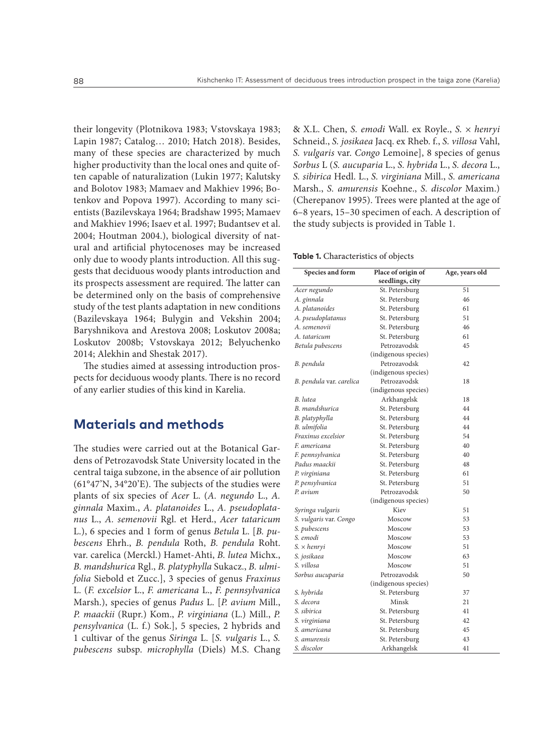their longevity (Plotnikova 1983; Vstovskaya 1983; Lapin 1987; Catalog… 2010; Hatch 2018). Besides, many of these species are characterized by much higher productivity than the local ones and quite often capable of naturalization (Lukin 1977; Kalutsky and Bolotov 1983; Mamaev and Makhiev 1996; Botenkov and Popova 1997). According to many scientists (Bazilevskaya 1964; Bradshaw 1995; Mamaev and Makhiev 1996; Isaev et al. 1997; Budantsev et al. 2004; Houtman 2004.), biological diversity of natural and artificial phytocenoses may be increased only due to woody plants introduction. All this suggests that deciduous woody plants introduction and its prospects assessment are required. The latter can be determined only on the basis of comprehensive study of the test plants adaptation in new conditions (Bazilevskaya 1964; Bulygin and Vekshin 2004; Baryshnikova and Arestova 2008; Loskutov 2008a; Loskutov 2008b; Vstovskaya 2012; Belyuchenko 2014; Alekhin and Shestak 2017).

The studies aimed at assessing introduction prospects for deciduous woody plants. There is no record of any earlier studies of this kind in Karelia.

## Materials and methods

The studies were carried out at the Botanical Gardens of Petrozavodsk State University located in the central taiga subzone, in the absence of air pollution (61°47'N, 34°20'E). The subjects of the studies were plants of six species of *Acer* L. (*A. negundo* L., *A. ginnala* Maxim., *A. platanoides* L., *A. pseudoplatanus* L., *A. semenovii* Rgl. et Herd., *Acer tataricum* L.), 6 species and 1 form of genus *Betula* L. [*B. pubescens* Ehrh., *B. pendula* Roth, *B. pendula* Roht. var. carelica (Merckl.) Hamet-Ahti, *B. lutea* Michx., *B. mandshurica* Rgl., *B. platyphylla* Sukacz., *B. ulmifolia* Siebold et Zucc.], 3 species of genus *Fraxinus* L. (*F. excelsior* L., *F. americana* L., *F. pennsylvanica* Marsh.), species of genus *Padus* L. [*P. avium* Mill., *P. maackii* (Rupr.) Kom., *P. virginiana* (L.) Mill., *P. pensylvanica* (L. f.) Sok.], 5 species, 2 hybrids and 1 cultivar of the genus *Siringa* L. [*S. vulgaris* L., *S. pubescens* subsp. *microphylla* (Diels) M.S. Chang & X.L. Chen, *S. emodi* Wall. ex Royle., *S.* × *henryi* Schneid., *S. josikaea* Jacq. ex Rheb. f., *S. villosa* Vahl, *S. vulgaris* var. *Congo* Lemoine], 8 species of genus *Sorbus* L (*S. aucuparia* L., *S. hybrida* L., *S. decora* L., *S. sibirica* Hedl. L., *S. virginiana* Mill., *S. americana* Marsh., *S. amurensis* Koehne., *S. discolor* Maxim.) (Cherepanov 1995). Trees were planted at the age of 6–8 years, 15–30 specimen of each. A description of the study subjects is provided in Table 1.

**Table 1.** Characteristics of objects

| Species and form | Place of origin of seedlings, city | Age, years old |
|---|---|---|
| *Acer negundo* | St. Petersburg | 51 |
| *A. ginnala* | St. Petersburg | 46 |
| *A. platanoides* | St. Petersburg | 61 |
| *A. pseudoplatanus* | St. Petersburg | 51 |
| *A. semenovii* | St. Petersburg | 46 |
| *A. tataricum* | St. Petersburg | 61 |
| *Betula pubescens* | Petrozavodsk (indigenous species) | 45 |
| *B. pendula* | Petrozavodsk (indigenous species) | 42 |
| *B. pendula* var. *carelica* | Petrozavodsk (indigenous species) | 18 |
| *B. lutea* | Arkhangelsk | 18 |
| *B. mandshurica* | St. Petersburg | 44 |
| *B. platyphylla* | St. Petersburg | 44 |
| *B. ulmifolia* | St. Petersburg | 44 |
| *Fraxinus excelsior* | St. Petersburg | 54 |
| *F. americana* | St. Petersburg | 40 |
| *F. pennsylvanica* | St. Petersburg | 40 |
| *Padus maackii* | St. Petersburg | 48 |
| *P. virginiana* | St. Petersburg | 61 |
| *P. pensylvanica* | St. Petersburg | 51 |
| *P. avium* | Petrozavodsk (indigenous species) | 50 |
| *Syringa vulgaris* | Kiev | 51 |
| *S. vulgaris* var. *Congo* | Moscow | 53 |
| *S. pubescens* | Moscow | 53 |
| *S. emodi* | Moscow | 53 |
| *S.* × *henryi* | Moscow | 51 |
| *S. josikaea* | Moscow | 63 |
| *S. villosa* | Moscow | 51 |
| *Sorbus aucuparia* | Petrozavodsk (indigenous species) | 50 |
| *S. hybrida* | St. Petersburg | 37 |
| *S. decora* | Minsk | 21 |
| *S. sibirica* | St. Petersburg | 41 |
| *S. virginiana* | St. Petersburg | 42 |
| *S. americana* | St. Petersburg | 45 |
| *S. amurensis* | St. Petersburg | 43 |
| *S. discolor* | Arkhangelsk | 41 |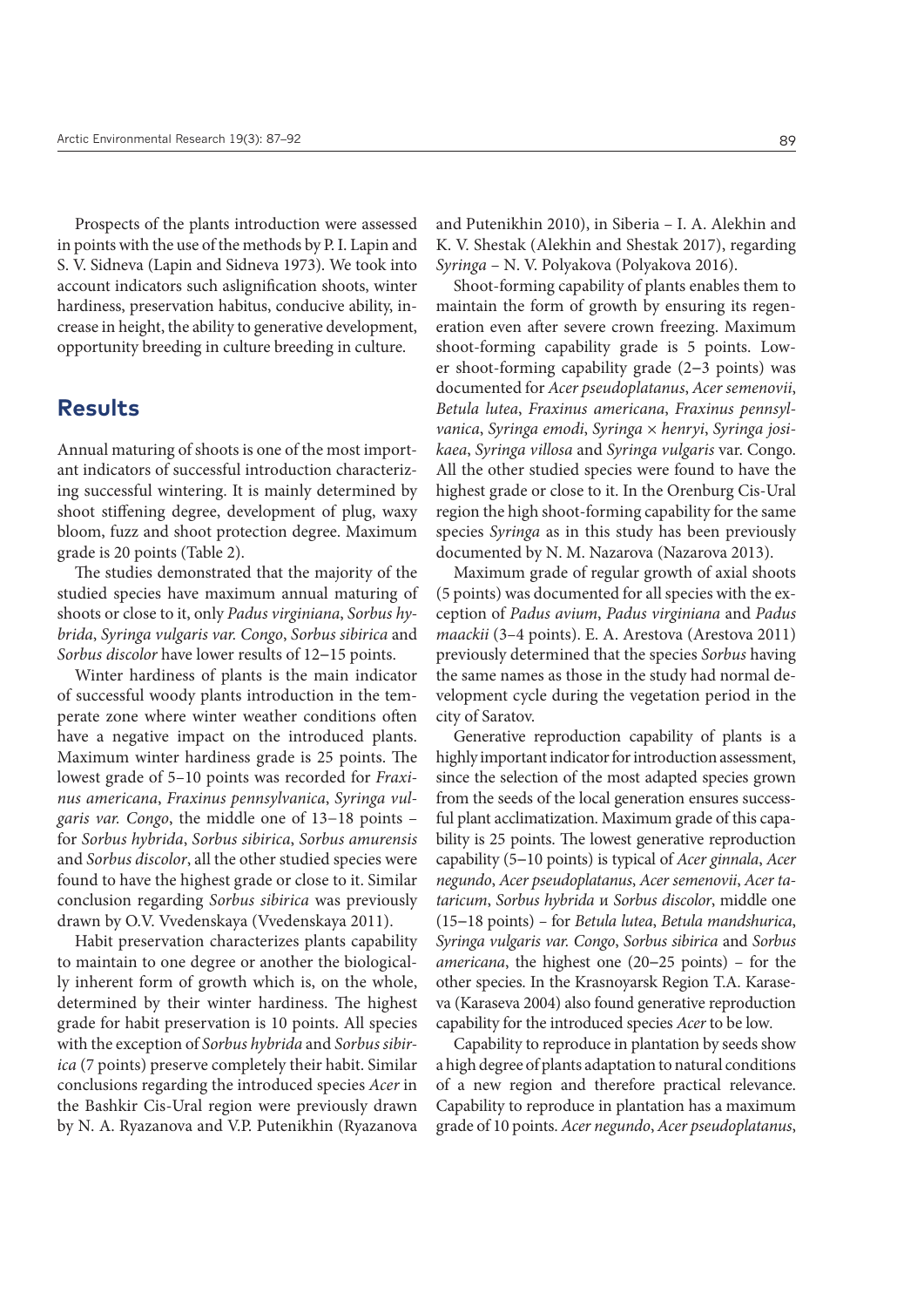Prospects of the plants introduction were assessed in points with the use of the methods by P. I. Lapin and S. V. Sidneva (Lapin and Sidneva 1973). We took into account indicators such aslignification shoots, winter hardiness, preservation habitus, conducive ability, increase in height, the ability to generative development, opportunity breeding in culture breeding in culture.

## Results

Annual maturing of shoots is one of the most important indicators of successful introduction characterizing successful wintering. It is mainly determined by shoot stiffening degree, development of plug, waxy bloom, fuzz and shoot protection degree. Maximum grade is 20 points (Table 2).

The studies demonstrated that the majority of the studied species have maximum annual maturing of shoots or close to it, only *Padus virginiana*, *Sorbus hybrida*, *Syringa vulgaris var. Congo*, *Sorbus sibirica* and *Sorbus discolor* have lower results of 12–15 points.

Winter hardiness of plants is the main indicator of successful woody plants introduction in the temperate zone where winter weather conditions often have a negative impact on the introduced plants. Maximum winter hardiness grade is 25 points. The lowest grade of 5–10 points was recorded for *Fraxinus americana*, *Fraxinus pennsylvanica*, *Syringa vulgaris var. Congo*, the middle one of 13–18 points – for *Sorbus hybrida*, *Sorbus sibirica*, *Sorbus amurensis* and *Sorbus discolor*, all the other studied species were found to have the highest grade or close to it. Similar conclusion regarding *Sorbus sibirica* was previously drawn by O.V. Vvedenskaya (Vvedenskaya 2011).

Habit preservation characterizes plants capability to maintain to one degree or another the biologically inherent form of growth which is, on the whole, determined by their winter hardiness. The highest grade for habit preservation is 10 points. All species with the exception of *Sorbus hybrida* and *Sorbus sibirica* (7 points) preserve completely their habit. Similar conclusions regarding the introduced species *Acer* in the Bashkir Cis-Ural region were previously drawn by N. A. Ryazanova and V.P. Putenikhin (Ryazanova and Putenikhin 2010), in Siberia – I. A. Alekhin and K. V. Shestak (Alekhin and Shestak 2017), regarding *Syringa* – N. V. Polyakova (Polyakova 2016).

Shoot-forming capability of plants enables them to maintain the form of growth by ensuring its regeneration even after severe crown freezing. Maximum shoot-forming capability grade is 5 points. Lower shoot-forming capability grade (2–3 points) was documented for *Acer pseudoplatanus*, *Acer semenovii*, *Betula lutea*, *Fraxinus americana*, *Fraxinus pennsylvanica*, *Syringa emodi*, *Syringa × henryi*, *Syringa josikaea*, *Syringa villosa* and *Syringa vulgaris* var. Congo. All the other studied species were found to have the highest grade or close to it. In the Orenburg Cis-Ural region the high shoot-forming capability for the same species *Syringa* as in this study has been previously documented by N. M. Nazarova (Nazarova 2013).

Maximum grade of regular growth of axial shoots (5 points) was documented for all species with the exception of *Padus avium*, *Padus virginiana* and *Padus maackii* (3–4 points). E. A. Arestova (Arestova 2011) previously determined that the species *Sorbus* having the same names as those in the study had normal development cycle during the vegetation period in the city of Saratov.

Generative reproduction capability of plants is a highly important indicator for introduction assessment, since the selection of the most adapted species grown from the seeds of the local generation ensures successful plant acclimatization. Maximum grade of this capability is 25 points. The lowest generative reproduction capability (5–10 points) is typical of *Acer ginnala*, *Acer negundo*, *Acer pseudoplatanus*, *Acer semenovii*, *Acer tataricum*, *Sorbus hybrida* и *Sorbus discolor*, middle one (15–18 points) – for *Betula lutea*, *Betula mandshurica*, *Syringa vulgaris var. Congo*, *Sorbus sibirica* and *Sorbus americana*, the highest one (20–25 points) – for the other species. In the Krasnoyarsk Region T.A. Karaseva (Karaseva 2004) also found generative reproduction capability for the introduced species *Acer* to be low.

Capability to reproduce in plantation by seeds show a high degree of plants adaptation to natural conditions of a new region and therefore practical relevance. Capability to reproduce in plantation has a maximum grade of 10 points. *Acer negundo*, *Acer pseudoplatanus*,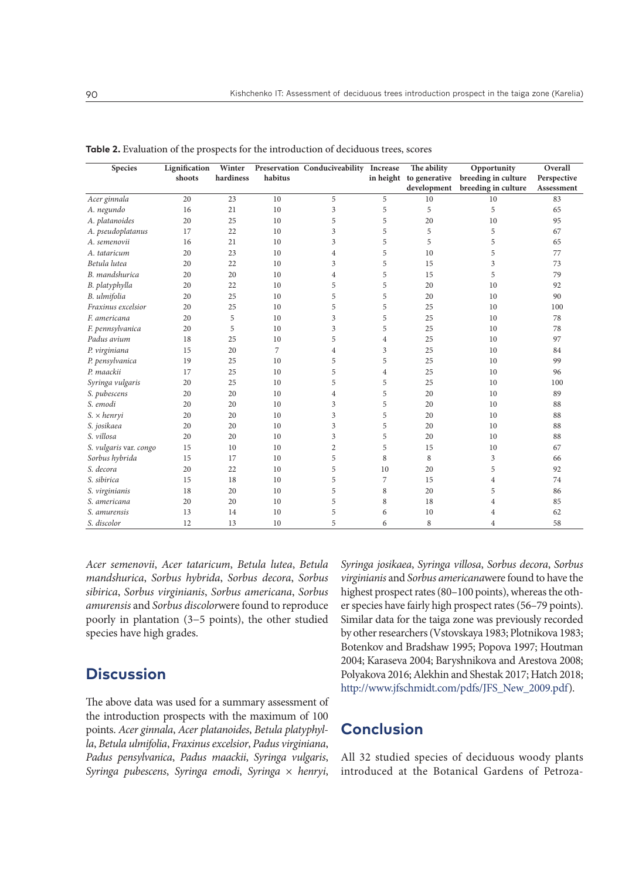**Table 2.** Evaluation of the prospects for the introduction of deciduous trees, scores

| Species | Lignification shoots | Winter hardiness | Preservation habitus | Conduciveability | Increase in height | The ability to generative development | Opportunity breeding in culture breeding in culture | Overall Perspective Assessment |
|---|---|---|---|---|---|---|---|---|
| *Acer ginnala* | 20 | 23 | 10 | 5 | 5 | 10 | 10 | 83 |
| *A. negundo* | 16 | 21 | 10 | 3 | 5 | 5 | 5 | 65 |
| *A. platanoides* | 20 | 25 | 10 | 5 | 5 | 20 | 10 | 95 |
| *A. pseudoplatanus* | 17 | 22 | 10 | 3 | 5 | 5 | 5 | 67 |
| *A. semenovii* | 16 | 21 | 10 | 3 | 5 | 5 | 5 | 65 |
| *A. tataricum* | 20 | 23 | 10 | 4 | 5 | 10 | 5 | 77 |
| *Betula lutea* | 20 | 22 | 10 | 3 | 5 | 15 | 3 | 73 |
| *B. mandshurica* | 20 | 20 | 10 | 4 | 5 | 15 | 5 | 79 |
| *B. platyphylla* | 20 | 22 | 10 | 5 | 5 | 20 | 10 | 92 |
| *B. ulmifolia* | 20 | 25 | 10 | 5 | 5 | 20 | 10 | 90 |
| *Fraxinus excelsior* | 20 | 25 | 10 | 5 | 5 | 25 | 10 | 100 |
| *F. americana* | 20 | 5 | 10 | 3 | 5 | 25 | 10 | 78 |
| *F. pennsylvanica* | 20 | 5 | 10 | 3 | 5 | 25 | 10 | 78 |
| *Padus avium* | 18 | 25 | 10 | 5 | 4 | 25 | 10 | 97 |
| *P. virginiana* | 15 | 20 | 7 | 4 | 3 | 25 | 10 | 84 |
| *P. pensylvanica* | 19 | 25 | 10 | 5 | 5 | 25 | 10 | 99 |
| *P. maackii* | 17 | 25 | 10 | 5 | 4 | 25 | 10 | 96 |
| *Syringa vulgaris* | 20 | 25 | 10 | 5 | 5 | 25 | 10 | 100 |
| *S. pubescens* | 20 | 20 | 10 | 4 | 5 | 20 | 10 | 89 |
| *S. emodi* | 20 | 20 | 10 | 3 | 5 | 20 | 10 | 88 |
| *S. × henryi* | 20 | 20 | 10 | 3 | 5 | 20 | 10 | 88 |
| *S. josikaea* | 20 | 20 | 10 | 3 | 5 | 20 | 10 | 88 |
| *S. villosa* | 20 | 20 | 10 | 3 | 5 | 20 | 10 | 88 |
| *S. vulgaris* var. *congo* | 15 | 10 | 10 | 2 | 5 | 15 | 10 | 67 |
| *Sorbus hybrida* | 15 | 17 | 10 | 5 | 8 | 8 | 3 | 66 |
| *S. decora* | 20 | 22 | 10 | 5 | 10 | 20 | 5 | 92 |
| *S. sibirica* | 15 | 18 | 10 | 5 | 7 | 15 | 4 | 74 |
| *S. virginianis* | 18 | 20 | 10 | 5 | 8 | 20 | 5 | 86 |
| *S. americana* | 20 | 20 | 10 | 5 | 8 | 18 | 4 | 85 |
| *S. amurensis* | 13 | 14 | 10 | 5 | 6 | 10 | 4 | 62 |
| *S. discolor* | 12 | 13 | 10 | 5 | 6 | 8 | 4 | 58 |

*Acer semenovii*, *Acer tataricum*, *Betula lutea*, *Betula mandshurica*, *Sorbus hybrida*, *Sorbus decora*, *Sorbus sibirica*, *Sorbus virginianis*, *Sorbus americana*, *Sorbus amurensis* and *Sorbus discolor*were found to reproduce poorly in plantation (3–5 points), the other studied species have high grades.

## Discussion

The above data was used for a summary assessment of the introduction prospects with the maximum of 100 points. *Acer ginnala*, *Acer platanoides*, *Betula platyphylla*, *Betula ulmifolia*, *Fraxinus excelsior*, *Padus virginiana*, *Padus pensylvanica*, *Padus maackii*, *Syringa vulgaris*, *Syringa pubescens*, *Syringa emodi*, *Syringa × henryi*, *Syringa josikaea*, *Syringa villosa*, *Sorbus decora*, *Sorbus virginianis* and *Sorbus americana*were found to have the highest prospect rates (80–100 points), whereas the other species have fairly high prospect rates (56–79 points). Similar data for the taiga zone was previously recorded by other researchers (Vstovskaya 1983; Plotnikova 1983; Botenkov and Bradshaw 1995; Popova 1997; Houtman 2004; Karaseva 2004; Baryshnikova and Arestova 2008; Polyakova 2016; Alekhin and Shestak 2017; Hatch 2018; http://www.jfschmidt.com/pdfs/JFS_New_2009.pdf).

## Conclusion

All 32 studied species of deciduous woody plants introduced at the Botanical Gardens of Petroza-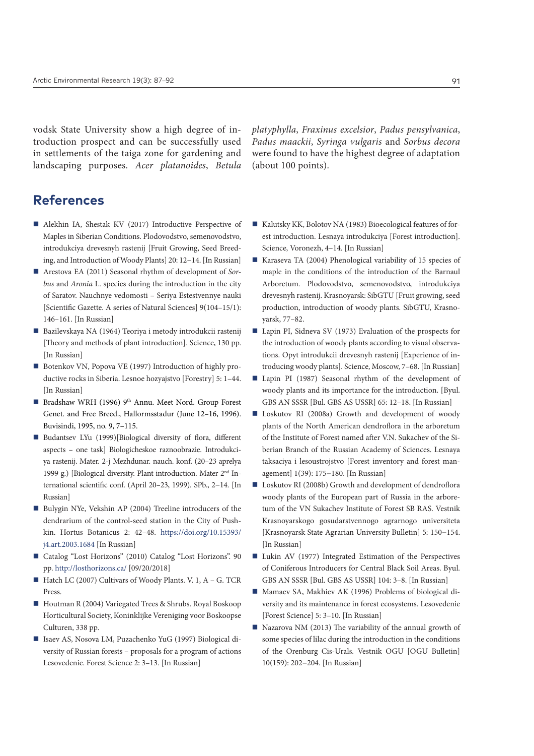vodsk State University show a high degree of introduction prospect and can be successfully used in settlements of the taiga zone for gardening and landscaping purposes. *Acer platanoides*, *Betula platyphylla*, *Fraxinus excelsior*, *Padus pensylvanica*, *Padus maackii*, *Syringa vulgaris* and *Sorbus decora* were found to have the highest degree of adaptation (about 100 points).

## References

- Alekhin IA, Shestak KV (2017) Introductive Perspective of Maples in Siberian Conditions. Plodovodstvo, semenovodstvo, introdukciya drevesnyh rastenij [Fruit Growing, Seed Breeding, and Introduction of Woody Plants] 20: 12–14. [In Russian]
- Arestova EA (2011) Seasonal rhythm of development of *Sorbus* and *Aronia* L. species during the introduction in the city of Saratov. Nauchnye vedomosti – Seriya Estestvennye nauki [Scientific Gazette. A series of Natural Sciences] 9(104–15/1): 146–161. [In Russian]
- Bazilevskaya NA (1964) Teoriya i metody introdukcii rastenij [Theory and methods of plant introduction]. Science, 130 pp. [In Russian]
- Botenkov VN, Popova VE (1997) Introduction of highly productive rocks in Siberia. Lesnoe hozyajstvo [Forestry] 5: 1–44. [In Russian]
- Bradshaw WRH (1996) 9th Annu. Meet Nord. Group Forest Genet. and Free Breed., Hallormsstadur (June 12–16, 1996). Buvisindi, 1995, no. 9, 7–115.
- Budantsev LYu (1999)[Biological diversity of flora, different aspects – one task] Biologicheskoe raznoobrazie. Introdukciya rastenij. Mater. 2-j Mezhdunar. nauch. konf. (20–23 aprelya 1999 g.) [Biological diversity. Plant introduction. Mater 2nd International scientific conf. (April 20–23, 1999). SPb., 2–14. [In Russian]
- Bulygin NYe, Vekshin AP (2004) Treeline introducers of the dendrarium of the control-seed station in the City of Pushkin. Hortus Botanicus 2: 42–48. https://doi.org/10.15393/j4.art.2003.1684 [In Russian]
- Catalog "Lost Horizons" (2010) Catalog "Lost Horizons". 90 pp. http://losthorizons.ca/ [09/20/2018]
- Hatch LC (2007) Cultivars of Woody Plants. V. 1, A – G. TCR Press.
- Houtman R (2004) Variegated Trees & Shrubs. Royal Boskoop Horticultural Society, Koninklijke Vereniging voor Boskoopse Culturen, 338 pp.
- Isaev AS, Nosova LM, Puzachenko YuG (1997) Biological diversity of Russian forests – proposals for a program of actions Lesovedenie. Forest Science 2: 3–13. [In Russian]
- Kalutsky KK, Bolotov NA (1983) Bioecological features of forest introduction. Lesnaya introdukciya [Forest introduction]. Science, Voronezh, 4–14. [In Russian]
- Karaseva TA (2004) Phenological variability of 15 species of maple in the conditions of the introduction of the Barnaul Arboretum. Plodovodstvo, semenovodstvo, introdukciya drevesnyh rastenij. Krasnoyarsk: SibGTU [Fruit growing, seed production, introduction of woody plants. SibGTU, Krasnoyarsk, 77–82.
- Lapin PI, Sidneva SV (1973) Evaluation of the prospects for the introduction of woody plants according to visual observations. Opyt introdukcii drevesnyh rastenij [Experience of introducing woody plants]. Science, Moscow, 7–68. [In Russian]
- Lapin PI (1987) Seasonal rhythm of the development of woody plants and its importance for the introduction. [Byul. GBS AN SSSR [Bul. GBS AS USSR] 65: 12–18. [In Russian]
- Loskutov RI (2008a) Growth and development of woody plants of the North American dendroflora in the arboretum of the Institute of Forest named after V.N. Sukachev of the Siberian Branch of the Russian Academy of Sciences. Lesnaya taksaciya i lesoustrojstvo [Forest inventory and forest management] 1(39): 175–180. [In Russian]
- Loskutov RI (2008b) Growth and development of dendroflora woody plants of the European part of Russia in the arboretum of the VN Sukachev Institute of Forest SB RAS. Vestnik Krasnoyarskogo gosudarstvennogo agrarnogo universiteta [Krasnoyarsk State Agrarian University Bulletin] 5: 150–154. [In Russian]
- Lukin AV (1977) Integrated Estimation of the Perspectives of Coniferous Introducers for Central Black Soil Areas. Byul. GBS AN SSSR [Bul. GBS AS USSR] 104: 3–8. [In Russian]
- Mamaev SA, Makhiev AK (1996) Problems of biological diversity and its maintenance in forest ecosystems. Lesovedenie [Forest Science] 5: 3–10. [In Russian]
- Nazarova NM (2013) The variability of the annual growth of some species of lilac during the introduction in the conditions of the Orenburg Cis-Urals. Vestnik OGU [OGU Bulletin] 10(159): 202–204. [In Russian]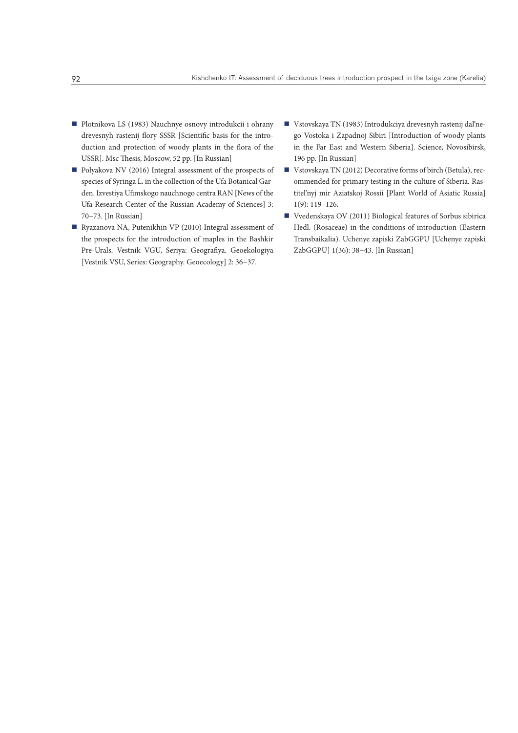- Plotnikova LS (1983) Nauchnye osnovy introdukcii i ohrany drevesnyh rastenij flory SSSR [Scientific basis for the introduction and protection of woody plants in the flora of the USSR]. Msc Thesis, Moscow, 52 pp. [In Russian]
- Polyakova NV (2016) Integral assessment of the prospects of species of Syringa L. in the collection of the Ufa Botanical Garden. Izvestiya Ufimskogo nauchnogo centra RAN [News of the Ufa Research Center of the Russian Academy of Sciences] 3: 70–73. [In Russian]
- Ryazanova NA, Putenikhin VP (2010) Integral assessment of the prospects for the introduction of maples in the Bashkir Pre-Urals. Vestnik VGU, Seriya: Geografiya. Geoekologiya [Vestnik VSU, Series: Geography. Geoecology] 2: 36–37.
- Vstovskaya TN (1983) Introdukciya drevesnyh rastenij dal'nego Vostoka i Zapadnoj Sibiri [Introduction of woody plants in the Far East and Western Siberia]. Science, Novosibirsk, 196 pp. [In Russian]
- Vstovskaya TN (2012) Decorative forms of birch (Betula), recommended for primary testing in the culture of Siberia. Rastitel'nyj mir Aziatskoj Rossii [Plant World of Asiatic Russia] 1(9): 119–126.
- Vvedenskaya OV (2011) Biological features of Sorbus sibirica Hedl. (Rosaceae) in the conditions of introduction (Eastern Transbaikalia). Uchenye zapiski ZabGGPU [Uchenye zapiski ZabGGPU] 1(36): 38–43. [In Russian]